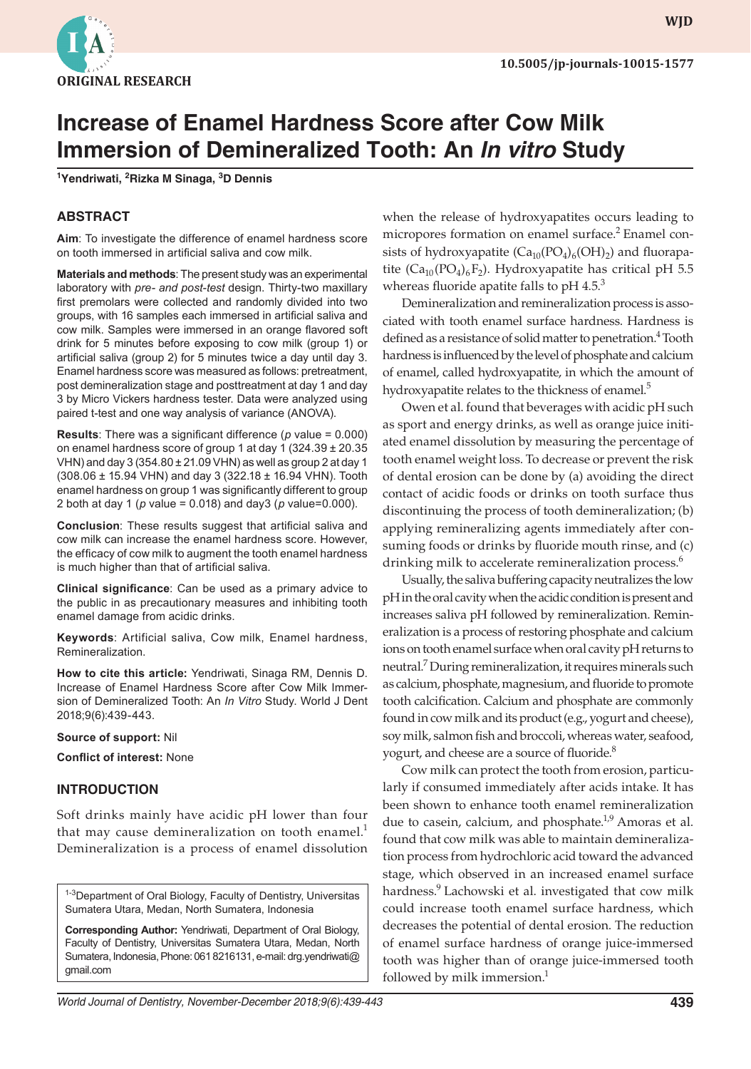ORIGINAL RESEARCH

10.5005/jp-journals-10015-1577

# Increase of Enamel Hardness Score after Cow Milk Immersion of Demineralized Tooth: An *In vitro* Study

[1]Yendriwati, [2]Rizka M Sinaga, [3]D Dennis

## ABSTRACT

**Aim**: To investigate the difference of enamel hardness score on tooth immersed in artificial saliva and cow milk.

**Materials and methods**: The present study was an experimental laboratory with *pre- and post-test* design. Thirty-two maxillary first premolars were collected and randomly divided into two groups, with 16 samples each immersed in artificial saliva and cow milk. Samples were immersed in an orange flavored soft drink for 5 minutes before exposing to cow milk (group 1) or artificial saliva (group 2) for 5 minutes twice a day until day 3. Enamel hardness score was measured as follows: pretreatment, post demineralization stage and posttreatment at day 1 and day 3 by Micro Vickers hardness tester. Data were analyzed using paired t-test and one way analysis of variance (ANOVA).

**Results**: There was a significant difference ($p$ value = 0.000) on enamel hardness score of group 1 at day 1 (324.39 ± 20.35 VHN) and day 3 (354.80 ± 21.09 VHN) as well as group 2 at day 1 (308.06 ± 15.94 VHN) and day 3 (322.18 ± 16.94 VHN). Tooth enamel hardness on group 1 was significantly different to group 2 both at day 1 ($p$ value = 0.018) and day3 ($p$ value=0.000).

**Conclusion**: These results suggest that artificial saliva and cow milk can increase the enamel hardness score. However, the efficacy of cow milk to augment the tooth enamel hardness is much higher than that of artificial saliva.

**Clinical significance**: Can be used as a primary advice to the public in as precautionary measures and inhibiting tooth enamel damage from acidic drinks.

**Keywords**: Artificial saliva, Cow milk, Enamel hardness, Remineralization.

**How to cite this article:** Yendriwati, Sinaga RM, Dennis D. Increase of Enamel Hardness Score after Cow Milk Immersion of Demineralized Tooth: An *In Vitro* Study. World J Dent 2018;9(6):439-443.

**Source of support:** Nil

**Conflict of interest:** None

## INTRODUCTION

Soft drinks mainly have acidic pH lower than four that may cause demineralization on tooth enamel.[1] Demineralization is a process of enamel dissolution when the release of hydroxyapatites occurs leading to micropores formation on enamel surface.[2] Enamel consists of hydroxyapatite ($Ca_{10}(PO_4)_6(OH)_2$) and fluorapatite ($Ca_{10}(PO_4)_6F_2$). Hydroxyapatite has critical pH 5.5 whereas fluoride apatite falls to pH 4.5.[3]

Demineralization and remineralization process is associated with tooth enamel surface hardness. Hardness is defined as a resistance of solid matter to penetration.[4] Tooth hardness is influenced by the level of phosphate and calcium of enamel, called hydroxyapatite, in which the amount of hydroxyapatite relates to the thickness of enamel.[5]

Owen et al. found that beverages with acidic pH such as sport and energy drinks, as well as orange juice initiated enamel dissolution by measuring the percentage of tooth enamel weight loss. To decrease or prevent the risk of dental erosion can be done by (a) avoiding the direct contact of acidic foods or drinks on tooth surface thus discontinuing the process of tooth demineralization; (b) applying remineralizing agents immediately after consuming foods or drinks by fluoride mouth rinse, and (c) drinking milk to accelerate remineralization process.[6]

Usually, the saliva buffering capacity neutralizes the low pH in the oral cavity when the acidic condition is present and increases saliva pH followed by remineralization. Remineralization is a process of restoring phosphate and calcium ions on tooth enamel surface when oral cavity pH returns to neutral.[7] During remineralization, it requires minerals such as calcium, phosphate, magnesium, and fluoride to promote tooth calcification. Calcium and phosphate are commonly found in cow milk and its product (e.g., yogurt and cheese), soy milk, salmon fish and broccoli, whereas water, seafood, yogurt, and cheese are a source of fluoride.[8]

Cow milk can protect the tooth from erosion, particularly if consumed immediately after acids intake. It has been shown to enhance tooth enamel remineralization due to casein, calcium, and phosphate.[1,9] Amoras et al. found that cow milk was able to maintain demineralization process from hydrochloric acid toward the advanced stage, which observed in an increased enamel surface hardness.[9] Lachowski et al. investigated that cow milk could increase tooth enamel surface hardness, which decreases the potential of dental erosion. The reduction of enamel surface hardness of orange juice-immersed tooth was higher than of orange juice-immersed tooth followed by milk immersion.[1]

[1-3]Department of Oral Biology, Faculty of Dentistry, Universitas Sumatera Utara, Medan, North Sumatera, Indonesia

**Corresponding Author:** Yendriwati, Department of Oral Biology, Faculty of Dentistry, Universitas Sumatera Utara, Medan, North Sumatera, Indonesia, Phone: 061 8216131, e-mail: drg.yendriwati@gmail.com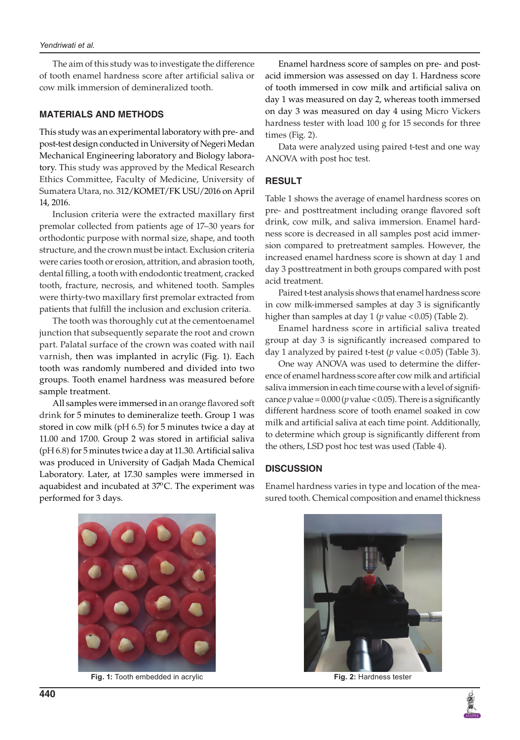The aim of this study was to investigate the difference of tooth enamel hardness score after artificial saliva or cow milk immersion of demineralized tooth.

## MATERIALS AND METHODS

This study was an experimental laboratory with pre- and post-test design conducted in University of Negeri Medan Mechanical Engineering laboratory and Biology laboratory. This study was approved by the Medical Research Ethics Committee, Faculty of Medicine, University of Sumatera Utara, no. 312/KOMET/FK USU/2016 on April 14, 2016.

Inclusion criteria were the extracted maxillary first premolar collected from patients age of 17–30 years for orthodontic purpose with normal size, shape, and tooth structure, and the crown must be intact. Exclusion criteria were caries tooth or erosion, attrition, and abrasion tooth, dental filling, a tooth with endodontic treatment, cracked tooth, fracture, necrosis, and whitened tooth. Samples were thirty-two maxillary first premolar extracted from patients that fulfill the inclusion and exclusion criteria.

The tooth was thoroughly cut at the cementoenamel junction that subsequently separate the root and crown part. Palatal surface of the crown was coated with nail varnish, then was implanted in acrylic (Fig. 1). Each tooth was randomly numbered and divided into two groups. Tooth enamel hardness was measured before sample treatment.

All samples were immersed in an orange flavored soft drink for 5 minutes to demineralize teeth. Group 1 was stored in cow milk (pH 6.5) for 5 minutes twice a day at 11.00 and 17.00. Group 2 was stored in artificial saliva (pH 6.8) for 5 minutes twice a day at 11.30. Artificial saliva was produced in University of Gadjah Mada Chemical Laboratory. Later, at 17.30 samples were immersed in aquabidest and incubated at 37°C. The experiment was performed for 3 days.

Enamel hardness score of samples on pre- and post-acid immersion was assessed on day 1. Hardness score of tooth immersed in cow milk and artificial saliva on day 1 was measured on day 2, whereas tooth immersed on day 3 was measured on day 4 using Micro Vickers hardness tester with load 100 g for 15 seconds for three times (Fig. 2).

Data were analyzed using paired t-test and one way ANOVA with post hoc test.

## RESULT

Table 1 shows the average of enamel hardness scores on pre- and posttreatment including orange flavored soft drink, cow milk, and saliva immersion. Enamel hardness score is decreased in all samples post acid immersion compared to pretreatment samples. However, the increased enamel hardness score is shown at day 1 and day 3 posttreatment in both groups compared with post acid treatment.

Paired t-test analysis shows that enamel hardness score in cow milk-immersed samples at day 3 is significantly higher than samples at day 1 ($p$ value $< 0.05$) (Table 2).

Enamel hardness score in artificial saliva treated group at day 3 is significantly increased compared to day 1 analyzed by paired t-test ($p$ value $< 0.05$) (Table 3).

One way ANOVA was used to determine the difference of enamel hardness score after cow milk and artificial saliva immersion in each time course with a level of significance $p$ value $= 0.000$ ($p$ value $< 0.05$). There is a significantly different hardness score of tooth enamel soaked in cow milk and artificial saliva at each time point. Additionally, to determine which group is significantly different from the others, LSD post hoc test was used (Table 4).

## DISCUSSION

Enamel hardness varies in type and location of the measured tooth. Chemical composition and enamel thickness

Fig. 1: Tooth embedded in acrylic

Fig. 2: Hardness tester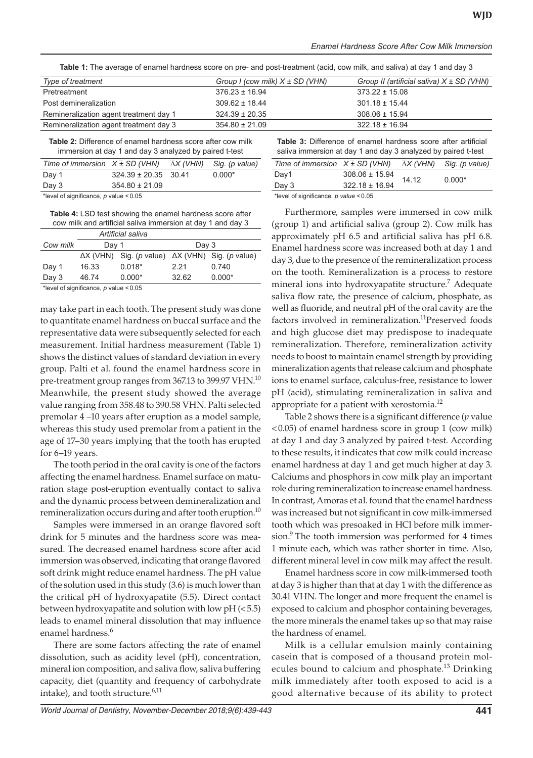**Table 1:** The average of enamel hardness score on pre- and post-treatment (acid, cow milk, and saliva) at day 1 and day 3

| *Type of treatment* | *Group I (cow milk) X ± SD (VHN)* | *Group II (artificial saliva) X ± SD (VHN)* |
|---|---|---|
| Pretreatment | 376.23 ± 16.94 | 373.22 ± 15.08 |
| Post demineralization | 309.62 ± 18.44 | 301.18 ± 15.44 |
| Remineralization agent treatment day 1 | 324.39 ± 20.35 | 308.06 ± 15.94 |
| Remineralization agent treatment day 3 | 354.80 ± 21.09 | 322.18 ± 16.94 |

**Table 2:** Difference of enamel hardness score after cow milk immersion at day 1 and day 3 analyzed by paired t-test

| *Time of immersion* | *X ∓ SD (VHN)* | *$\Delta\bar{X}$ (VHN)* | *Sig. (p value)* |
|---|---|---|---|
| Day 1 | 324.39 ± 20.35 | 30.41 | 0.000* |
| Day 3 | 354.80 ± 21.09 | | |

*level of significance, *p* value < 0.05

**Table 3:** Difference of enamel hardness score after artificial saliva immersion at day 1 and day 3 analyzed by paired t-test

| *Time of immersion* | *X ∓ SD (VHN)* | *$\Delta\bar{X}$ (VHN)* | *Sig. (p value)* |
|---|---|---|---|
| Day1 | 308.06 ± 15.94 | 14.12 | 0.000* |
| Day 3 | 322.18 ± 16.94 | | |

*level of significance, *p value* < 0.05

**Table 4:** LSD test showing the enamel hardness score after cow milk and artificial saliva immersion at day 1 and day 3

| | *Artificial saliva* | | | |
|---|---|---|---|---|
| *Cow milk* | Day 1 | | Day 3 | |
| | ΔX (VHN) | Sig. (*p* value) | ΔX (VHN) | Sig. (*p* value) |
| Day 1 | 16.33 | 0.018* | 2.21 | 0.740 |
| Day 3 | 46.74 | 0.000* | 32.62 | 0.000* |

*level of significance, *p* value < 0.05

may take part in each tooth. The present study was done to quantitate enamel hardness on buccal surface and the representative data were subsequently selected for each measurement. Initial hardness measurement (Table 1) shows the distinct values of standard deviation in every group. Palti et al. found the enamel hardness score in pre-treatment group ranges from 367.13 to 399.97 VHN.[10] Meanwhile, the present study showed the average value ranging from 358.48 to 390.58 VHN. Palti selected premolar 4 –10 years after eruption as a model sample, whereas this study used premolar from a patient in the age of 17–30 years implying that the tooth has erupted for 6–19 years.

The tooth period in the oral cavity is one of the factors affecting the enamel hardness. Enamel surface on maturation stage post-eruption eventually contact to saliva and the dynamic process between demineralization and remineralization occurs during and after tooth eruption.[10]

Samples were immersed in an orange flavored soft drink for 5 minutes and the hardness score was measured. The decreased enamel hardness score after acid immersion was observed, indicating that orange flavored soft drink might reduce enamel hardness. The pH value of the solution used in this study (3.6) is much lower than the critical pH of hydroxyapatite (5.5). Direct contact between hydroxyapatite and solution with low pH (< 5.5) leads to enamel mineral dissolution that may influence enamel hardness.[6]

There are some factors affecting the rate of enamel dissolution, such as acidity level (pH), concentration, mineral ion composition, and saliva flow, saliva buffering capacity, diet (quantity and frequency of carbohydrate intake), and tooth structure.[6,11]

Furthermore, samples were immersed in cow milk (group 1) and artificial saliva (group 2). Cow milk has approximately pH 6.5 and artificial saliva has pH 6.8. Enamel hardness score was increased both at day 1 and day 3, due to the presence of the remineralization process on the tooth. Remineralization is a process to restore mineral ions into hydroxyapatite structure.[7] Adequate saliva flow rate, the presence of calcium, phosphate, as well as fluoride, and neutral pH of the oral cavity are the factors involved in remineralization.[11] Preserved foods and high glucose diet may predispose to inadequate remineralization. Therefore, remineralization activity needs to boost to maintain enamel strength by providing mineralization agents that release calcium and phosphate ions to enamel surface, calculus-free, resistance to lower pH (acid), stimulating remineralization in saliva and appropriate for a patient with xerostomia.[12]

Table 2 shows there is a significant difference (*p* value < 0.05) of enamel hardness score in group 1 (cow milk) at day 1 and day 3 analyzed by paired t-test. According to these results, it indicates that cow milk could increase enamel hardness at day 1 and get much higher at day 3. Calciums and phosphors in cow milk play an important role during remineralization to increase enamel hardness. In contrast, Amoras et al. found that the enamel hardness was increased but not significant in cow milk-immersed tooth which was presoaked in HCl before milk immersion.[9] The tooth immersion was performed for 4 times 1 minute each, which was rather shorter in time. Also, different mineral level in cow milk may affect the result.

Enamel hardness score in cow milk-immersed tooth at day 3 is higher than that at day 1 with the difference as 30.41 VHN. The longer and more frequent the enamel is exposed to calcium and phosphor containing beverages, the more minerals the enamel takes up so that may raise the hardness of enamel.

Milk is a cellular emulsion mainly containing casein that is composed of a thousand protein molecules bound to calcium and phosphate.[13] Drinking milk immediately after tooth exposed to acid is a good alternative because of its ability to protect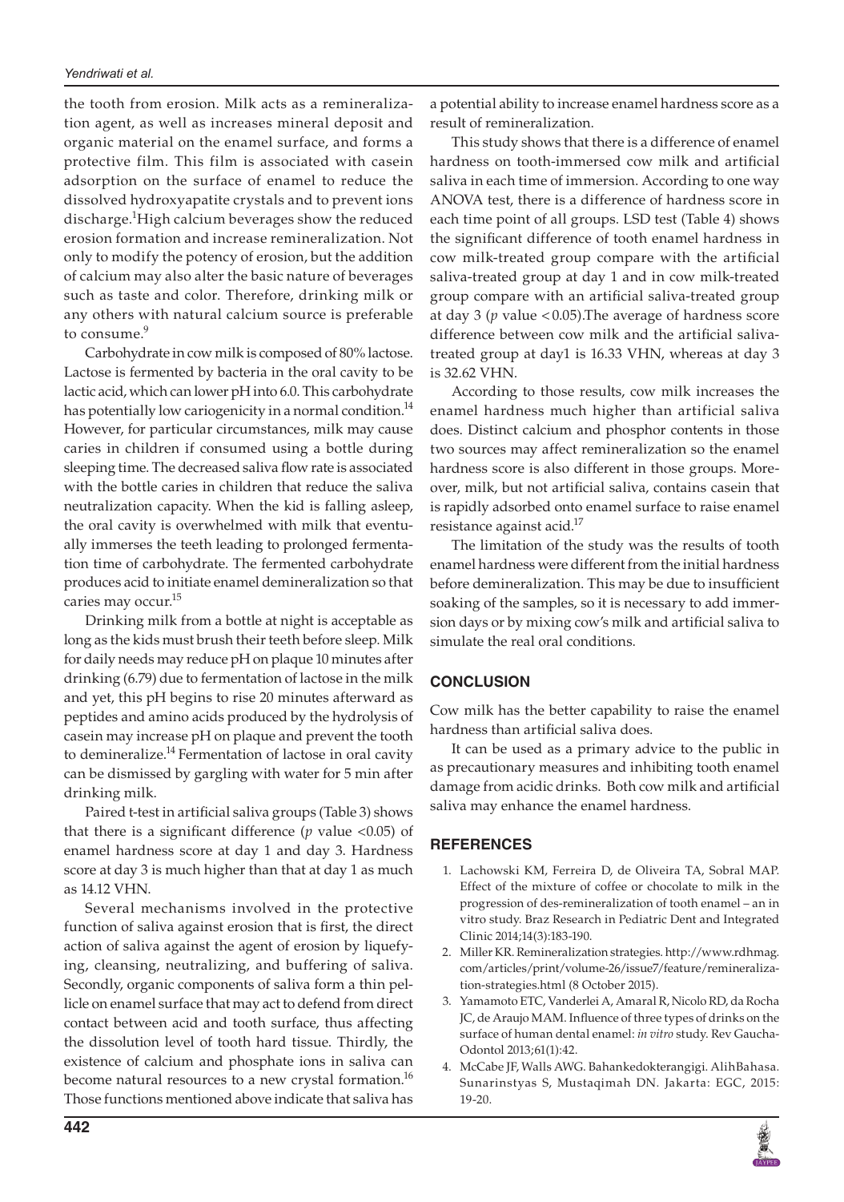the tooth from erosion. Milk acts as a remineralization agent, as well as increases mineral deposit and organic material on the enamel surface, and forms a protective film. This film is associated with casein adsorption on the surface of enamel to reduce the dissolved hydroxyapatite crystals and to prevent ions discharge.[1]High calcium beverages show the reduced erosion formation and increase remineralization. Not only to modify the potency of erosion, but the addition of calcium may also alter the basic nature of beverages such as taste and color. Therefore, drinking milk or any others with natural calcium source is preferable to consume.[9]

Carbohydrate in cow milk is composed of 80% lactose. Lactose is fermented by bacteria in the oral cavity to be lactic acid, which can lower pH into 6.0. This carbohydrate has potentially low cariogenicity in a normal condition.[14] However, for particular circumstances, milk may cause caries in children if consumed using a bottle during sleeping time. The decreased saliva flow rate is associated with the bottle caries in children that reduce the saliva neutralization capacity. When the kid is falling asleep, the oral cavity is overwhelmed with milk that eventually immerses the teeth leading to prolonged fermentation time of carbohydrate. The fermented carbohydrate produces acid to initiate enamel demineralization so that caries may occur.[15]

Drinking milk from a bottle at night is acceptable as long as the kids must brush their teeth before sleep. Milk for daily needs may reduce pH on plaque 10 minutes after drinking (6.79) due to fermentation of lactose in the milk and yet, this pH begins to rise 20 minutes afterward as peptides and amino acids produced by the hydrolysis of casein may increase pH on plaque and prevent the tooth to demineralize.[14] Fermentation of lactose in oral cavity can be dismissed by gargling with water for 5 min after drinking milk.

Paired t-test in artificial saliva groups (Table 3) shows that there is a significant difference ($p$ value $<0.05$) of enamel hardness score at day 1 and day 3. Hardness score at day 3 is much higher than that at day 1 as much as 14.12 VHN.

Several mechanisms involved in the protective function of saliva against erosion that is first, the direct action of saliva against the agent of erosion by liquefying, cleansing, neutralizing, and buffering of saliva. Secondly, organic components of saliva form a thin pellicle on enamel surface that may act to defend from direct contact between acid and tooth surface, thus affecting the dissolution level of tooth hard tissue. Thirdly, the existence of calcium and phosphate ions in saliva can become natural resources to a new crystal formation.[16] Those functions mentioned above indicate that saliva has a potential ability to increase enamel hardness score as a result of remineralization.

This study shows that there is a difference of enamel hardness on tooth-immersed cow milk and artificial saliva in each time of immersion. According to one way ANOVA test, there is a difference of hardness score in each time point of all groups. LSD test (Table 4) shows the significant difference of tooth enamel hardness in cow milk-treated group compare with the artificial saliva-treated group at day 1 and in cow milk-treated group compare with an artificial saliva-treated group at day 3 ($p$ value $< 0.05$).The average of hardness score difference between cow milk and the artificial saliva-treated group at day1 is 16.33 VHN, whereas at day 3 is 32.62 VHN.

According to those results, cow milk increases the enamel hardness much higher than artificial saliva does. Distinct calcium and phosphor contents in those two sources may affect remineralization so the enamel hardness score is also different in those groups. Moreover, milk, but not artificial saliva, contains casein that is rapidly adsorbed onto enamel surface to raise enamel resistance against acid.[17]

The limitation of the study was the results of tooth enamel hardness were different from the initial hardness before demineralization. This may be due to insufficient soaking of the samples, so it is necessary to add immersion days or by mixing cow's milk and artificial saliva to simulate the real oral conditions.

## CONCLUSION

Cow milk has the better capability to raise the enamel hardness than artificial saliva does.

It can be used as a primary advice to the public in as precautionary measures and inhibiting tooth enamel damage from acidic drinks. Both cow milk and artificial saliva may enhance the enamel hardness.

## REFERENCES

1. Lachowski KM, Ferreira D, de Oliveira TA, Sobral MAP. Effect of the mixture of coffee or chocolate to milk in the progression of des-remineralization of tooth enamel – an in vitro study. Braz Research in Pediatric Dent and Integrated Clinic 2014;14(3):183-190.
2. Miller KR. Remineralization strategies. http://www.rdhmag.com/articles/print/volume-26/issue7/feature/remineralization-strategies.html (8 October 2015).
3. Yamamoto ETC, Vanderlei A, Amaral R, Nicolo RD, da Rocha JC, de Araujo MAM. Influence of three types of drinks on the surface of human dental enamel: *in vitro* study. Rev Gaucha-Odontol 2013;61(1):42.
4. McCabe JF, Walls AWG. Bahankedokterangigi. AlihBahasa. Sunarinstyas S, Mustaqimah DN. Jakarta: EGC, 2015: 19-20.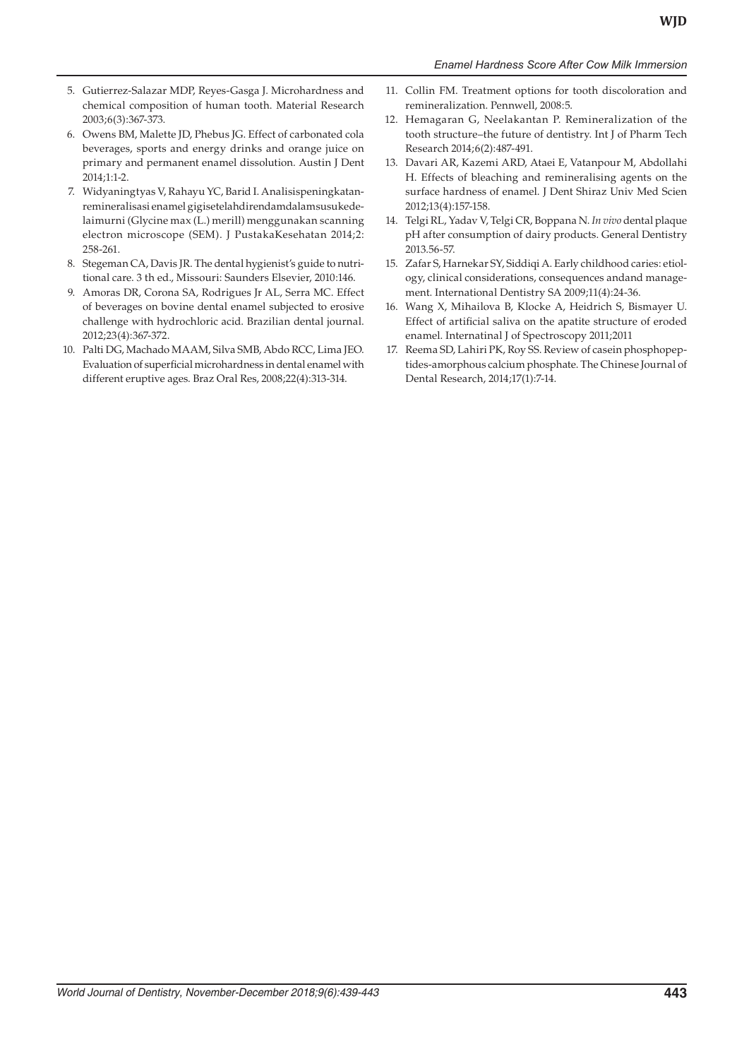5. Gutierrez-Salazar MDP, Reyes-Gasga J. Microhardness and chemical composition of human tooth. Material Research 2003;6(3):367-373.
6. Owens BM, Malette JD, Phebus JG. Effect of carbonated cola beverages, sports and energy drinks and orange juice on primary and permanent enamel dissolution. Austin J Dent 2014;1:1-2.
7. Widyaningtyas V, Rahayu YC, Barid I. Analisispeningkatanremineralisasi enamel gigisetelahdirendamdalamsusukedelaimurni (Glycine max (L.) merill) menggunakan scanning electron microscope (SEM). J PustakaKesehatan 2014;2: 258-261.
8. Stegeman CA, Davis JR. The dental hygienist's guide to nutritional care. 3 th ed., Missouri: Saunders Elsevier, 2010:146.
9. Amoras DR, Corona SA, Rodrigues Jr AL, Serra MC. Effect of beverages on bovine dental enamel subjected to erosive challenge with hydrochloric acid. Brazilian dental journal. 2012;23(4):367-372.
10. Palti DG, Machado MAAM, Silva SMB, Abdo RCC, Lima JEO. Evaluation of superficial microhardness in dental enamel with different eruptive ages. Braz Oral Res, 2008;22(4):313-314.
11. Collin FM. Treatment options for tooth discoloration and remineralization. Pennwell, 2008:5.
12. Hemagaran G, Neelakantan P. Remineralization of the tooth structure–the future of dentistry. Int J of Pharm Tech Research 2014;6(2):487-491.
13. Davari AR, Kazemi ARD, Ataei E, Vatanpour M, Abdollahi H. Effects of bleaching and remineralising agents on the surface hardness of enamel. J Dent Shiraz Univ Med Scien 2012;13(4):157-158.
14. Telgi RL, Yadav V, Telgi CR, Boppana N. *In vivo* dental plaque pH after consumption of dairy products. General Dentistry 2013.56-57.
15. Zafar S, Harnekar SY, Siddiqi A. Early childhood caries: etiology, clinical considerations, consequences andand management. International Dentistry SA 2009;11(4):24-36.
16. Wang X, Mihailova B, Klocke A, Heidrich S, Bismayer U. Effect of artificial saliva on the apatite structure of eroded enamel. Internatinal J of Spectroscopy 2011;2011
17. Reema SD, Lahiri PK, Roy SS. Review of casein phosphopeptides-amorphous calcium phosphate. The Chinese Journal of Dental Research, 2014;17(1):7-14.